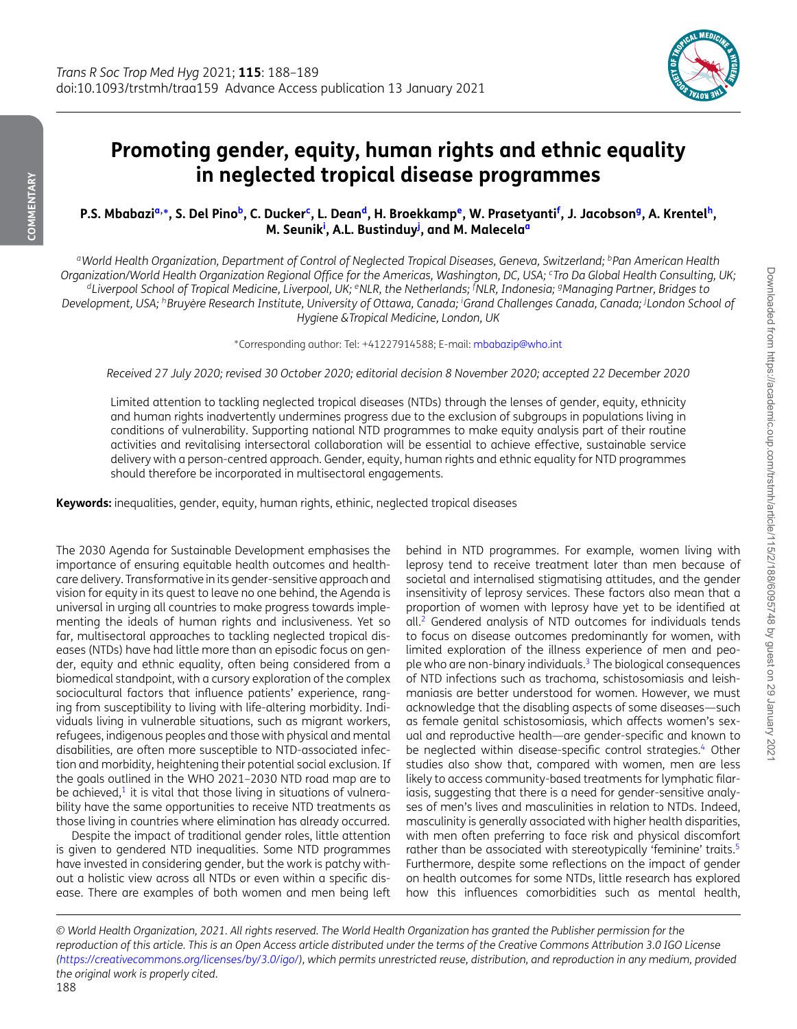# Promoting gender, equity, human rights and ethnic equality in neglected tropical disease programmes

**P.S. Mbabazi[a,*], S. Del Pino[b], C. Ducker[c], L. Dean[d], H. Broekkamp[e], W. Prasetyanti[f], J. Jacobson[g], A. Krentel[h], M. Seunik[i], A.L. Bustinduy[j], and M. Malecela[a]**

[a]World Health Organization, Department of Control of Neglected Tropical Diseases, Geneva, Switzerland; [b]Pan American Health Organization/World Health Organization Regional Office for the Americas, Washington, DC, USA; [c]Tro Da Global Health Consulting, UK; [d]Liverpool School of Tropical Medicine, Liverpool, UK; [e]NLR, the Netherlands; [f]NLR, Indonesia; [g]Managing Partner, Bridges to Development, USA; [h]Bruyère Research Institute, University of Ottawa, Canada; [i]Grand Challenges Canada, Canada; [j]London School of Hygiene &Tropical Medicine, London, UK

*Corresponding author: Tel: +41227914588; E-mail: mbabazip@who.int

*Received 27 July 2020; revised 30 October 2020; editorial decision 8 November 2020; accepted 22 December 2020*

Limited attention to tackling neglected tropical diseases (NTDs) through the lenses of gender, equity, ethnicity and human rights inadvertently undermines progress due to the exclusion of subgroups in populations living in conditions of vulnerability. Supporting national NTD programmes to make equity analysis part of their routine activities and revitalising intersectoral collaboration will be essential to achieve effective, sustainable service delivery with a person-centred approach. Gender, equity, human rights and ethnic equality for NTD programmes should therefore be incorporated in multisectoral engagements.

**Keywords:** inequalities, gender, equity, human rights, ethinic, neglected tropical diseases

The 2030 Agenda for Sustainable Development emphasises the importance of ensuring equitable health outcomes and healthcare delivery. Transformative in its gender-sensitive approach and vision for equity in its quest to leave no one behind, the Agenda is universal in urging all countries to make progress towards implementing the ideals of human rights and inclusiveness. Yet so far, multisectoral approaches to tackling neglected tropical diseases (NTDs) have had little more than an episodic focus on gender, equity and ethnic equality, often being considered from a biomedical standpoint, with a cursory exploration of the complex sociocultural factors that influence patients' experience, ranging from susceptibility to living with life-altering morbidity. Individuals living in vulnerable situations, such as migrant workers, refugees, indigenous peoples and those with physical and mental disabilities, are often more susceptible to NTD-associated infection and morbidity, heightening their potential social exclusion. If the goals outlined in the WHO 2021–2030 NTD road map are to be achieved,[1] it is vital that those living in situations of vulnerability have the same opportunities to receive NTD treatments as those living in countries where elimination has already occurred.

Despite the impact of traditional gender roles, little attention is given to gendered NTD inequalities. Some NTD programmes have invested in considering gender, but the work is patchy without a holistic view across all NTDs or even within a specific disease. There are examples of both women and men being left behind in NTD programmes. For example, women living with leprosy tend to receive treatment later than men because of societal and internalised stigmatising attitudes, and the gender insensitivity of leprosy services. These factors also mean that a proportion of women with leprosy have yet to be identified at all.[2] Gendered analysis of NTD outcomes for individuals tends to focus on disease outcomes predominantly for women, with limited exploration of the illness experience of men and people who are non-binary individuals.[3] The biological consequences of NTD infections such as trachoma, schistosomiasis and leishmaniasis are better understood for women. However, we must acknowledge that the disabling aspects of some diseases—such as female genital schistosomiasis, which affects women's sexual and reproductive health—are gender-specific and known to be neglected within disease-specific control strategies.[4] Other studies also show that, compared with women, men are less likely to access community-based treatments for lymphatic filariasis, suggesting that there is a need for gender-sensitive analyses of men's lives and masculinities in relation to NTDs. Indeed, masculinity is generally associated with higher health disparities, with men often preferring to face risk and physical discomfort rather than be associated with stereotypically 'feminine' traits.[5] Furthermore, despite some reflections on the impact of gender on health outcomes for some NTDs, little research has explored how this influences comorbidities such as mental health,

© World Health Organization, 2021. All rights reserved. The World Health Organization has granted the Publisher permission for the reproduction of this article. This is an Open Access article distributed under the terms of the Creative Commons Attribution 3.0 IGO License (https://creativecommons.org/licenses/by/3.0/igo/), which permits unrestricted reuse, distribution, and reproduction in any medium, provided the original work is properly cited.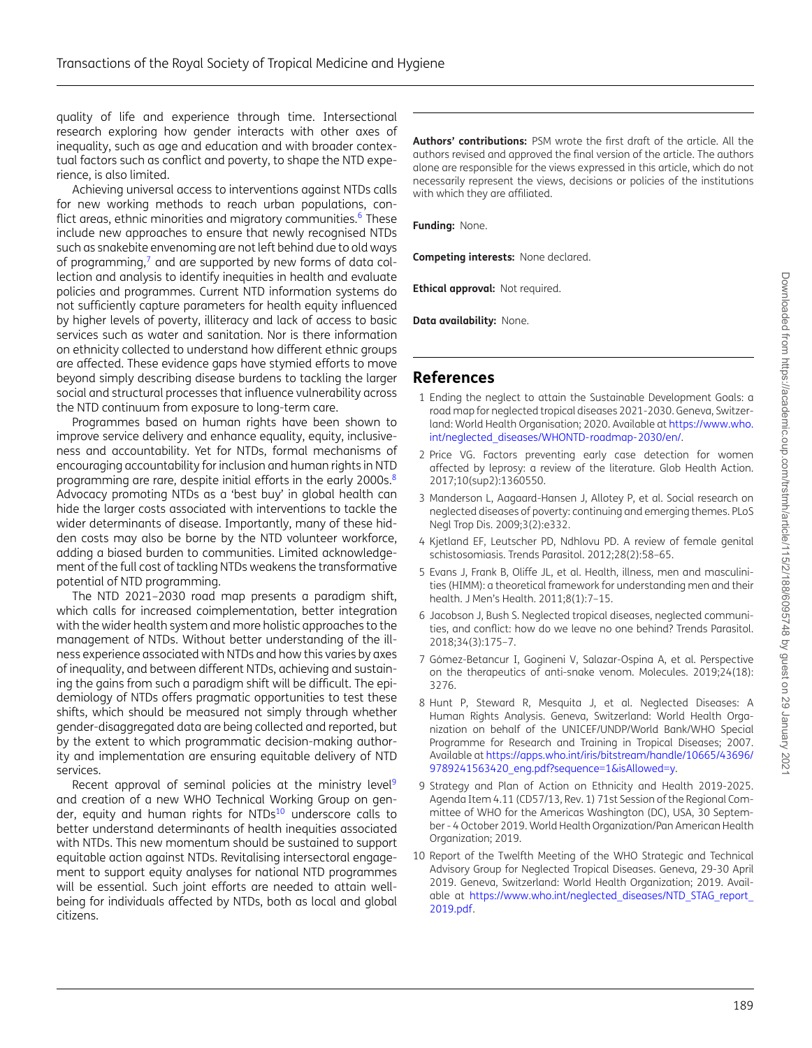quality of life and experience through time. Intersectional research exploring how gender interacts with other axes of inequality, such as age and education and with broader contextual factors such as conflict and poverty, to shape the NTD experience, is also limited.

Achieving universal access to interventions against NTDs calls for new working methods to reach urban populations, conflict areas, ethnic minorities and migratory communities.[6] These include new approaches to ensure that newly recognised NTDs such as snakebite envenoming are not left behind due to old ways of programming,[7] and are supported by new forms of data collection and analysis to identify inequities in health and evaluate policies and programmes. Current NTD information systems do not sufficiently capture parameters for health equity influenced by higher levels of poverty, illiteracy and lack of access to basic services such as water and sanitation. Nor is there information on ethnicity collected to understand how different ethnic groups are affected. These evidence gaps have stymied efforts to move beyond simply describing disease burdens to tackling the larger social and structural processes that influence vulnerability across the NTD continuum from exposure to long-term care.

Programmes based on human rights have been shown to improve service delivery and enhance equality, equity, inclusiveness and accountability. Yet for NTDs, formal mechanisms of encouraging accountability for inclusion and human rights in NTD programming are rare, despite initial efforts in the early 2000s.[8] Advocacy promoting NTDs as a 'best buy' in global health can hide the larger costs associated with interventions to tackle the wider determinants of disease. Importantly, many of these hidden costs may also be borne by the NTD volunteer workforce, adding a biased burden to communities. Limited acknowledgement of the full cost of tackling NTDs weakens the transformative potential of NTD programming.

The NTD 2021–2030 road map presents a paradigm shift, which calls for increased coimplementation, better integration with the wider health system and more holistic approaches to the management of NTDs. Without better understanding of the illness experience associated with NTDs and how this varies by axes of inequality, and between different NTDs, achieving and sustaining the gains from such a paradigm shift will be difficult. The epidemiology of NTDs offers pragmatic opportunities to test these shifts, which should be measured not simply through whether gender-disaggregated data are being collected and reported, but by the extent to which programmatic decision-making authority and implementation are ensuring equitable delivery of NTD services.

Recent approval of seminal policies at the ministry level[9] and creation of a new WHO Technical Working Group on gender, equity and human rights for NTDs[10] underscore calls to better understand determinants of health inequities associated with NTDs. This new momentum should be sustained to support equitable action against NTDs. Revitalising intersectoral engagement to support equity analyses for national NTD programmes will be essential. Such joint efforts are needed to attain wellbeing for individuals affected by NTDs, both as local and global citizens.

**Authors' contributions:** PSM wrote the first draft of the article. All the authors revised and approved the final version of the article. The authors alone are responsible for the views expressed in this article, which do not necessarily represent the views, decisions or policies of the institutions with which they are affiliated.

**Funding:** None.

**Competing interests:** None declared.

**Ethical approval:** Not required.

**Data availability:** None.

## References

1. Ending the neglect to attain the Sustainable Development Goals: a road map for neglected tropical diseases 2021-2030. Geneva, Switzerland: World Health Organisation; 2020. Available at https://www.who.int/neglected_diseases/WHONTD-roadmap-2030/en/.
2. Price VG. Factors preventing early case detection for women affected by leprosy: a review of the literature. Glob Health Action. 2017;10(sup2):1360550.
3. Manderson L, Aagaard-Hansen J, Allotey P, et al. Social research on neglected diseases of poverty: continuing and emerging themes. PLoS Negl Trop Dis. 2009;3(2):e332.
4. Kjetland EF, Leutscher PD, Ndhlovu PD. A review of female genital schistosomiasis. Trends Parasitol. 2012;28(2):58–65.
5. Evans J, Frank B, Oliffe JL, et al. Health, illness, men and masculinities (HIMM): a theoretical framework for understanding men and their health. J Men's Health. 2011;8(1):7–15.
6. Jacobson J, Bush S. Neglected tropical diseases, neglected communities, and conflict: how do we leave no one behind? Trends Parasitol. 2018;34(3):175–7.
7. Gómez-Betancur I, Gogineni V, Salazar-Ospina A, et al. Perspective on the therapeutics of anti-snake venom. Molecules. 2019;24(18):3276.
8. Hunt P, Steward R, Mesquita J, et al. Neglected Diseases: A Human Rights Analysis. Geneva, Switzerland: World Health Organization on behalf of the UNICEF/UNDP/World Bank/WHO Special Programme for Research and Training in Tropical Diseases; 2007. Available at https://apps.who.int/iris/bitstream/handle/10665/43696/9789241563420_eng.pdf?sequence=1&isAllowed=y.
9. Strategy and Plan of Action on Ethnicity and Health 2019-2025. Agenda Item 4.11 (CD57/13, Rev. 1) 71st Session of the Regional Committee of WHO for the Americas Washington (DC), USA, 30 September - 4 October 2019. World Health Organization/Pan American Health Organization; 2019.
10. Report of the Twelfth Meeting of the WHO Strategic and Technical Advisory Group for Neglected Tropical Diseases. Geneva, 29-30 April 2019. Geneva, Switzerland: World Health Organization; 2019. Available at https://www.who.int/neglected_diseases/NTD_STAG_report_2019.pdf.